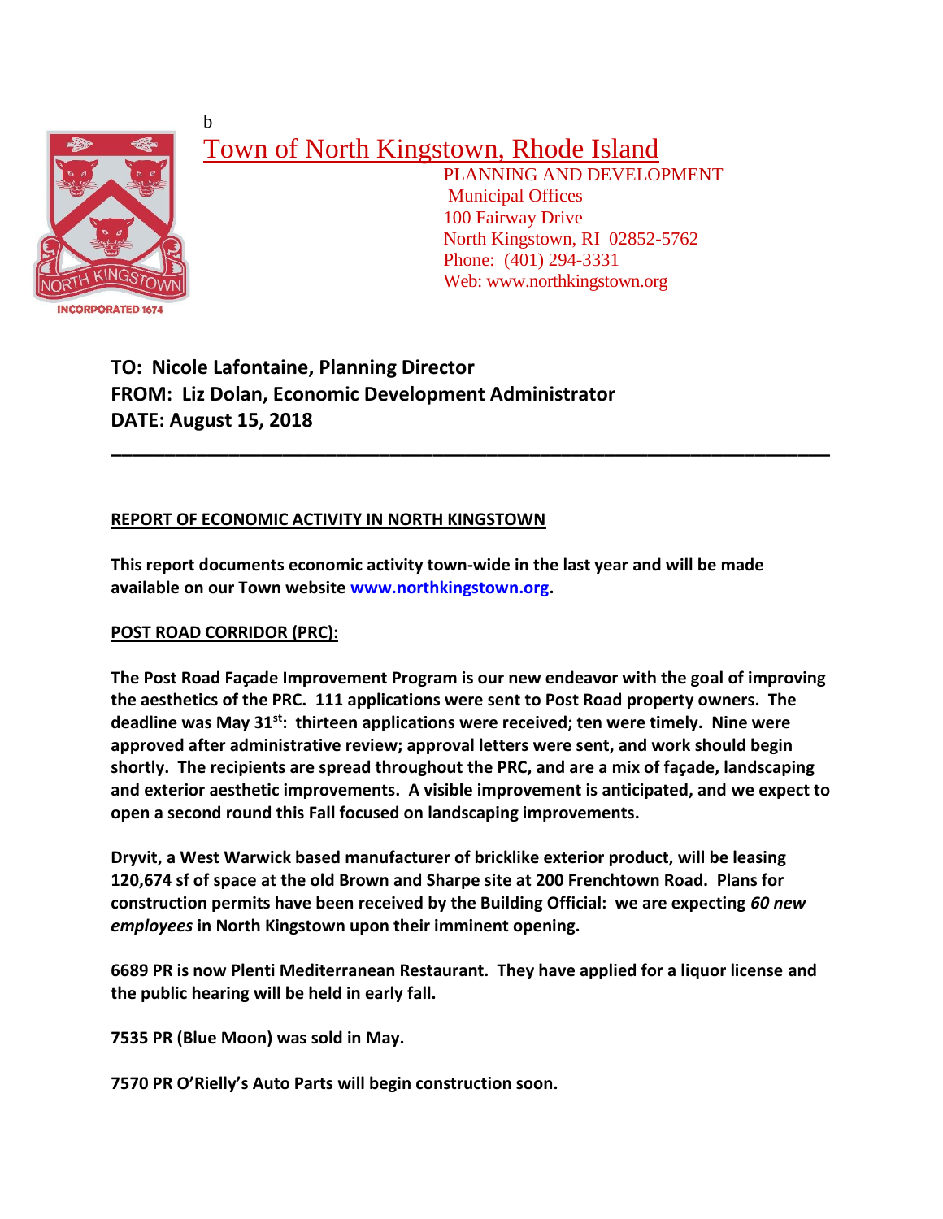b

# Town of North Kingstown, Rhode Island

PLANNING AND DEVELOPMENT
Municipal Offices
100 Fairway Drive
North Kingstown, RI 02852-5762
Phone: (401) 294-3331
Web: www.northkingstown.org

**TO: Nicole Lafontaine, Planning Director**
**FROM: Liz Dolan, Economic Development Administrator**
**DATE: August 15, 2018**

---

**REPORT OF ECONOMIC ACTIVITY IN NORTH KINGSTOWN**

**This report documents economic activity town-wide in the last year and will be made available on our Town website [www.northkingstown.org](http://www.northkingstown.org).**

**POST ROAD CORRIDOR (PRC):**

**The Post Road Façade Improvement Program is our new endeavor with the goal of improving the aesthetics of the PRC. 111 applications were sent to Post Road property owners. The deadline was May 31st: thirteen applications were received; ten were timely. Nine were approved after administrative review; approval letters were sent, and work should begin shortly. The recipients are spread throughout the PRC, and are a mix of façade, landscaping and exterior aesthetic improvements. A visible improvement is anticipated, and we expect to open a second round this Fall focused on landscaping improvements.**

**Dryvit, a West Warwick based manufacturer of bricklike exterior product, will be leasing 120,674 sf of space at the old Brown and Sharpe site at 200 Frenchtown Road. Plans for construction permits have been received by the Building Official: we are expecting *60 new employees* in North Kingstown upon their imminent opening.**

**6689 PR is now Plenti Mediterranean Restaurant. They have applied for a liquor license and the public hearing will be held in early fall.**

**7535 PR (Blue Moon) was sold in May.**

**7570 PR O'Rielly's Auto Parts will begin construction soon.**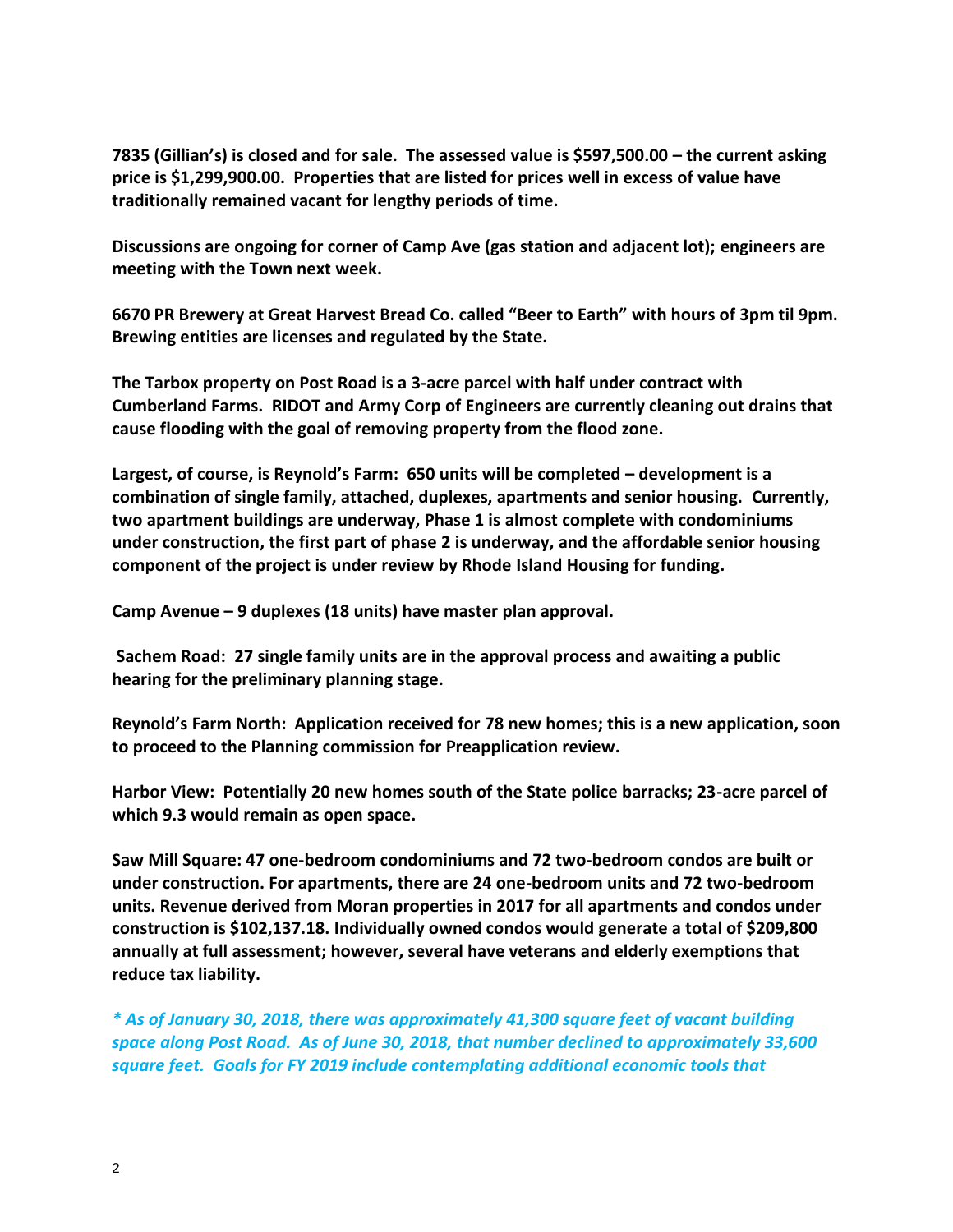**7835 (Gillian's) is closed and for sale. The assessed value is $597,500.00 – the current asking price is $1,299,900.00. Properties that are listed for prices well in excess of value have traditionally remained vacant for lengthy periods of time.**

**Discussions are ongoing for corner of Camp Ave (gas station and adjacent lot); engineers are meeting with the Town next week.**

**6670 PR Brewery at Great Harvest Bread Co. called "Beer to Earth" with hours of 3pm til 9pm. Brewing entities are licenses and regulated by the State.**

**The Tarbox property on Post Road is a 3-acre parcel with half under contract with Cumberland Farms. RIDOT and Army Corp of Engineers are currently cleaning out drains that cause flooding with the goal of removing property from the flood zone.**

**Largest, of course, is Reynold's Farm: 650 units will be completed – development is a combination of single family, attached, duplexes, apartments and senior housing. Currently, two apartment buildings are underway, Phase 1 is almost complete with condominiums under construction, the first part of phase 2 is underway, and the affordable senior housing component of the project is under review by Rhode Island Housing for funding.**

**Camp Avenue – 9 duplexes (18 units) have master plan approval.**

**Sachem Road: 27 single family units are in the approval process and awaiting a public hearing for the preliminary planning stage.**

**Reynold's Farm North: Application received for 78 new homes; this is a new application, soon to proceed to the Planning commission for Preapplication review.**

**Harbor View: Potentially 20 new homes south of the State police barracks; 23-acre parcel of which 9.3 would remain as open space.**

**Saw Mill Square: 47 one-bedroom condominiums and 72 two-bedroom condos are built or under construction. For apartments, there are 24 one-bedroom units and 72 two-bedroom units. Revenue derived from Moran properties in 2017 for all apartments and condos under construction is $102,137.18. Individually owned condos would generate a total of $209,800 annually at full assessment; however, several have veterans and elderly exemptions that reduce tax liability.**

***\* As of January 30, 2018, there was approximately 41,300 square feet of vacant building space along Post Road. As of June 30, 2018, that number declined to approximately 33,600 square feet. Goals for FY 2019 include contemplating additional economic tools that***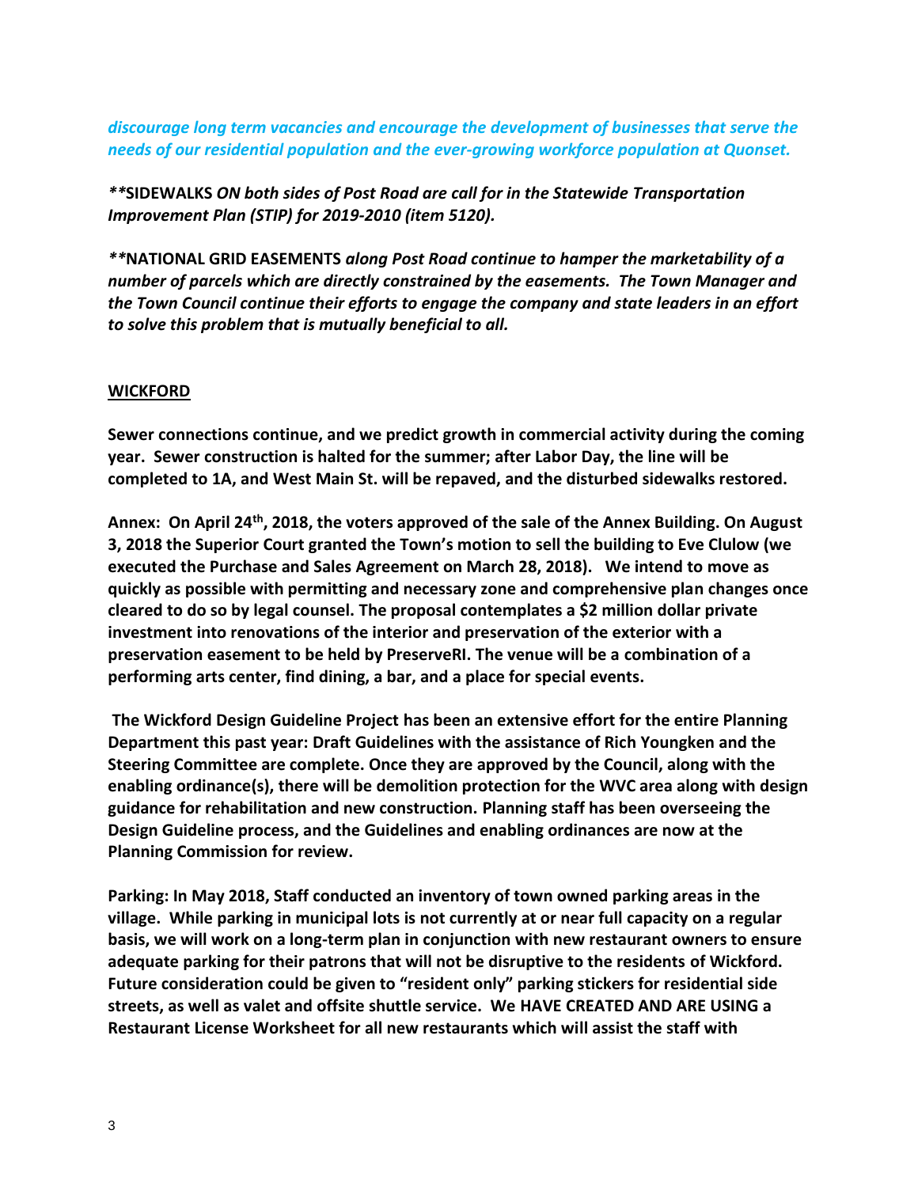*discourage long term vacancies and encourage the development of businesses that serve the needs of our residential population and the ever-growing workforce population at Quonset.*

***\*\*SIDEWALKS** ON both sides of Post Road are call for in the Statewide Transportation Improvement Plan (STIP) for 2019-2010 (item 5120).*

***\*\*NATIONAL GRID EASEMENTS** along Post Road continue to hamper the marketability of a number of parcels which are directly constrained by the easements. The Town Manager and the Town Council continue their efforts to engage the company and state leaders in an effort to solve this problem that is mutually beneficial to all.*

## WICKFORD

**Sewer connections continue, and we predict growth in commercial activity during the coming year. Sewer construction is halted for the summer; after Labor Day, the line will be completed to 1A, and West Main St. will be repaved, and the disturbed sidewalks restored.**

**Annex: On April 24th, 2018, the voters approved of the sale of the Annex Building. On August 3, 2018 the Superior Court granted the Town's motion to sell the building to Eve Clulow (we executed the Purchase and Sales Agreement on March 28, 2018). We intend to move as quickly as possible with permitting and necessary zone and comprehensive plan changes once cleared to do so by legal counsel. The proposal contemplates a $2 million dollar private investment into renovations of the interior and preservation of the exterior with a preservation easement to be held by PreserveRI. The venue will be a combination of a performing arts center, find dining, a bar, and a place for special events.**

**The Wickford Design Guideline Project has been an extensive effort for the entire Planning Department this past year: Draft Guidelines with the assistance of Rich Youngken and the Steering Committee are complete. Once they are approved by the Council, along with the enabling ordinance(s), there will be demolition protection for the WVC area along with design guidance for rehabilitation and new construction. Planning staff has been overseeing the Design Guideline process, and the Guidelines and enabling ordinances are now at the Planning Commission for review.**

**Parking: In May 2018, Staff conducted an inventory of town owned parking areas in the village. While parking in municipal lots is not currently at or near full capacity on a regular basis, we will work on a long-term plan in conjunction with new restaurant owners to ensure adequate parking for their patrons that will not be disruptive to the residents of Wickford. Future consideration could be given to "resident only" parking stickers for residential side streets, as well as valet and offsite shuttle service. We HAVE CREATED AND ARE USING a Restaurant License Worksheet for all new restaurants which will assist the staff with**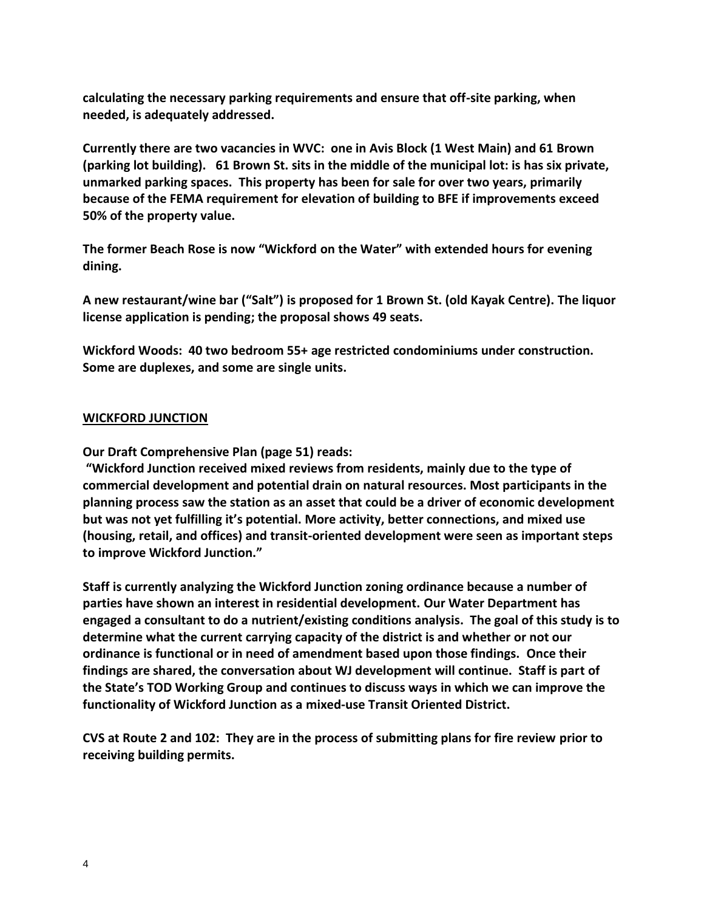**calculating the necessary parking requirements and ensure that off-site parking, when needed, is adequately addressed.**

**Currently there are two vacancies in WVC: one in Avis Block (1 West Main) and 61 Brown (parking lot building). 61 Brown St. sits in the middle of the municipal lot: is has six private, unmarked parking spaces. This property has been for sale for over two years, primarily because of the FEMA requirement for elevation of building to BFE if improvements exceed 50% of the property value.**

**The former Beach Rose is now "Wickford on the Water" with extended hours for evening dining.**

**A new restaurant/wine bar ("Salt") is proposed for 1 Brown St. (old Kayak Centre). The liquor license application is pending; the proposal shows 49 seats.**

**Wickford Woods: 40 two bedroom 55+ age restricted condominiums under construction. Some are duplexes, and some are single units.**

## WICKFORD JUNCTION

**Our Draft Comprehensive Plan (page 51) reads:**

**"Wickford Junction received mixed reviews from residents, mainly due to the type of commercial development and potential drain on natural resources. Most participants in the planning process saw the station as an asset that could be a driver of economic development but was not yet fulfilling it's potential. More activity, better connections, and mixed use (housing, retail, and offices) and transit-oriented development were seen as important steps to improve Wickford Junction."**

**Staff is currently analyzing the Wickford Junction zoning ordinance because a number of parties have shown an interest in residential development. Our Water Department has engaged a consultant to do a nutrient/existing conditions analysis. The goal of this study is to determine what the current carrying capacity of the district is and whether or not our ordinance is functional or in need of amendment based upon those findings. Once their findings are shared, the conversation about WJ development will continue. Staff is part of the State's TOD Working Group and continues to discuss ways in which we can improve the functionality of Wickford Junction as a mixed-use Transit Oriented District.**

**CVS at Route 2 and 102: They are in the process of submitting plans for fire review prior to receiving building permits.**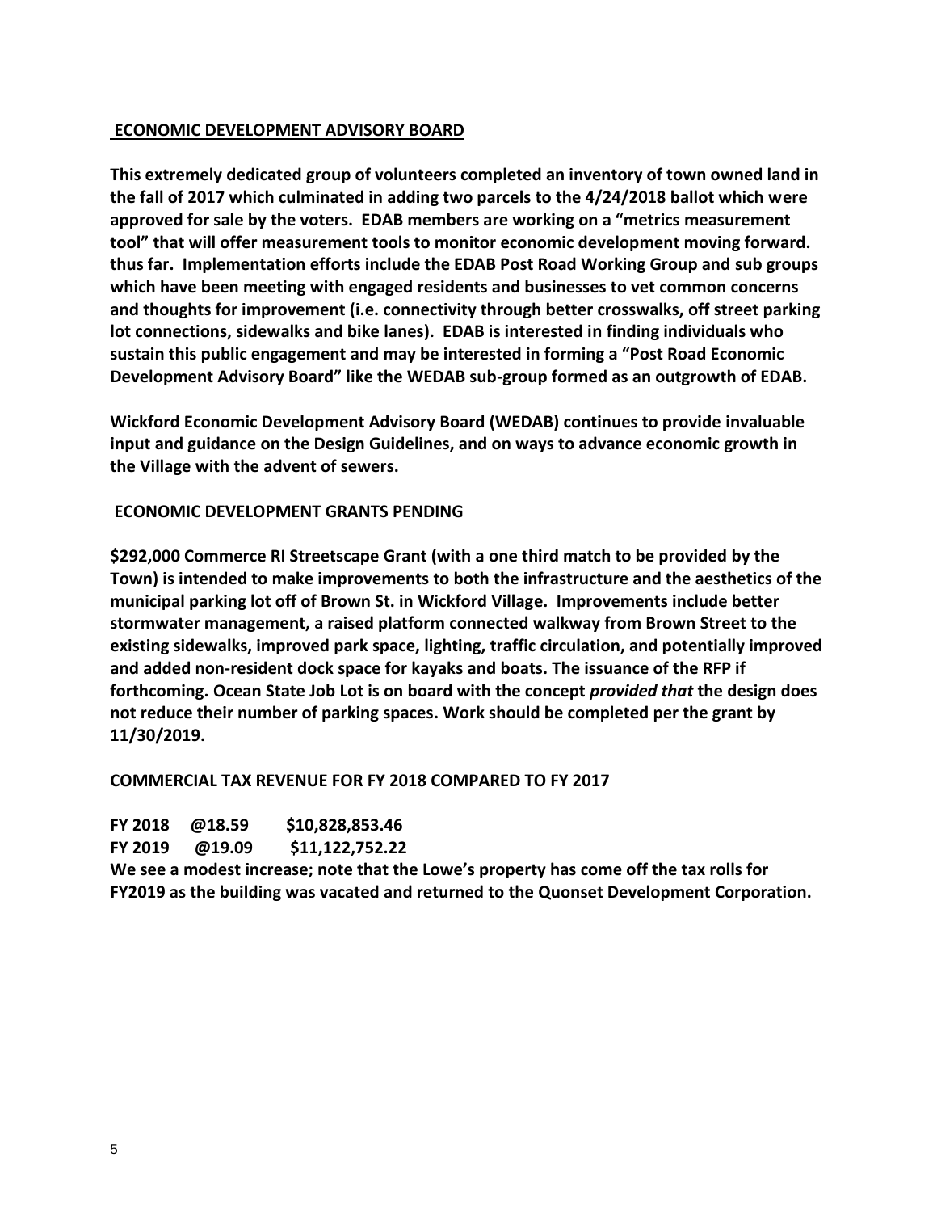## **ECONOMIC DEVELOPMENT ADVISORY BOARD**

**This extremely dedicated group of volunteers completed an inventory of town owned land in the fall of 2017 which culminated in adding two parcels to the 4/24/2018 ballot which were approved for sale by the voters. EDAB members are working on a "metrics measurement tool" that will offer measurement tools to monitor economic development moving forward. thus far. Implementation efforts include the EDAB Post Road Working Group and sub groups which have been meeting with engaged residents and businesses to vet common concerns and thoughts for improvement (i.e. connectivity through better crosswalks, off street parking lot connections, sidewalks and bike lanes). EDAB is interested in finding individuals who sustain this public engagement and may be interested in forming a "Post Road Economic Development Advisory Board" like the WEDAB sub-group formed as an outgrowth of EDAB.**

**Wickford Economic Development Advisory Board (WEDAB) continues to provide invaluable input and guidance on the Design Guidelines, and on ways to advance economic growth in the Village with the advent of sewers.**

## **ECONOMIC DEVELOPMENT GRANTS PENDING**

**$292,000 Commerce RI Streetscape Grant (with a one third match to be provided by the Town) is intended to make improvements to both the infrastructure and the aesthetics of the municipal parking lot off of Brown St. in Wickford Village. Improvements include better stormwater management, a raised platform connected walkway from Brown Street to the existing sidewalks, improved park space, lighting, traffic circulation, and potentially improved and added non-resident dock space for kayaks and boats. The issuance of the RFP if forthcoming. Ocean State Job Lot is on board with the concept *provided that* the design does not reduce their number of parking spaces. Work should be completed per the grant by 11/30/2019.**

## **COMMERCIAL TAX REVENUE FOR FY 2018 COMPARED TO FY 2017**

**FY 2018 @18.59 $10,828,853.46**
**FY 2019 @19.09 $11,122,752.22**
**We see a modest increase; note that the Lowe's property has come off the tax rolls for FY2019 as the building was vacated and returned to the Quonset Development Corporation.**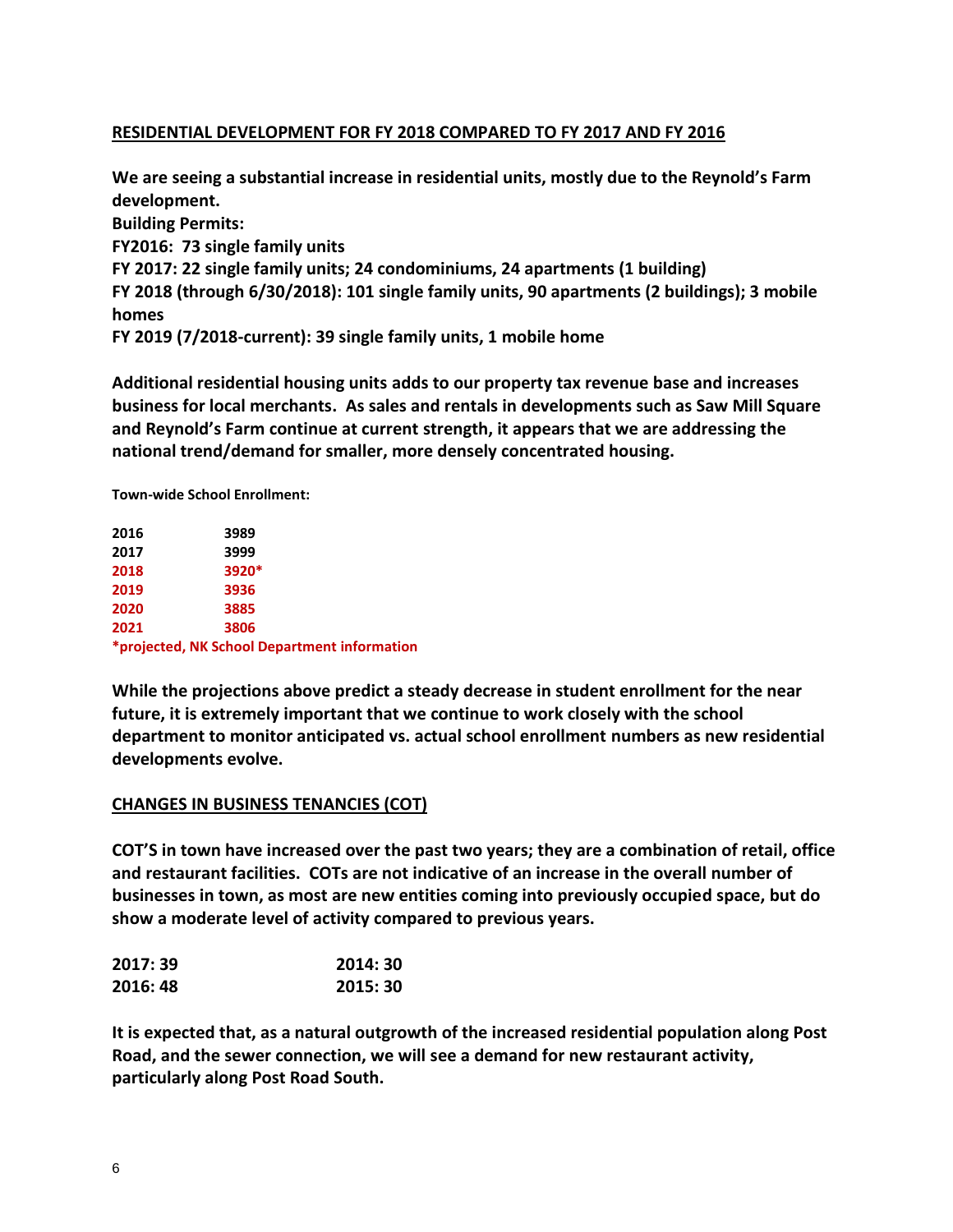## RESIDENTIAL DEVELOPMENT FOR FY 2018 COMPARED TO FY 2017 AND FY 2016

**We are seeing a substantial increase in residential units, mostly due to the Reynold's Farm development.**

**Building Permits:**

**FY2016: 73 single family units**

**FY 2017: 22 single family units; 24 condominiums, 24 apartments (1 building)**

**FY 2018 (through 6/30/2018): 101 single family units, 90 apartments (2 buildings); 3 mobile homes**

**FY 2019 (7/2018-current): 39 single family units, 1 mobile home**

**Additional residential housing units adds to our property tax revenue base and increases business for local merchants. As sales and rentals in developments such as Saw Mill Square and Reynold's Farm continue at current strength, it appears that we are addressing the national trend/demand for smaller, more densely concentrated housing.**

**Town-wide School Enrollment:**

| | |
|---|---|
| 2016 | 3989 |
| 2017 | 3999 |
| 2018 | 3920* |
| 2019 | 3936 |
| 2020 | 3885 |
| 2021 | 3806 |

***projected, NK School Department information**

**While the projections above predict a steady decrease in student enrollment for the near future, it is extremely important that we continue to work closely with the school department to monitor anticipated vs. actual school enrollment numbers as new residential developments evolve.**

## CHANGES IN BUSINESS TENANCIES (COT)

**COT'S in town have increased over the past two years; they are a combination of retail, office and restaurant facilities. COTs are not indicative of an increase in the overall number of businesses in town, as most are new entities coming into previously occupied space, but do show a moderate level of activity compared to previous years.**

| | |
|---|---|
| 2017: 39 | 2014: 30 |
| 2016: 48 | 2015: 30 |

**It is expected that, as a natural outgrowth of the increased residential population along Post Road, and the sewer connection, we will see a demand for new restaurant activity, particularly along Post Road South.**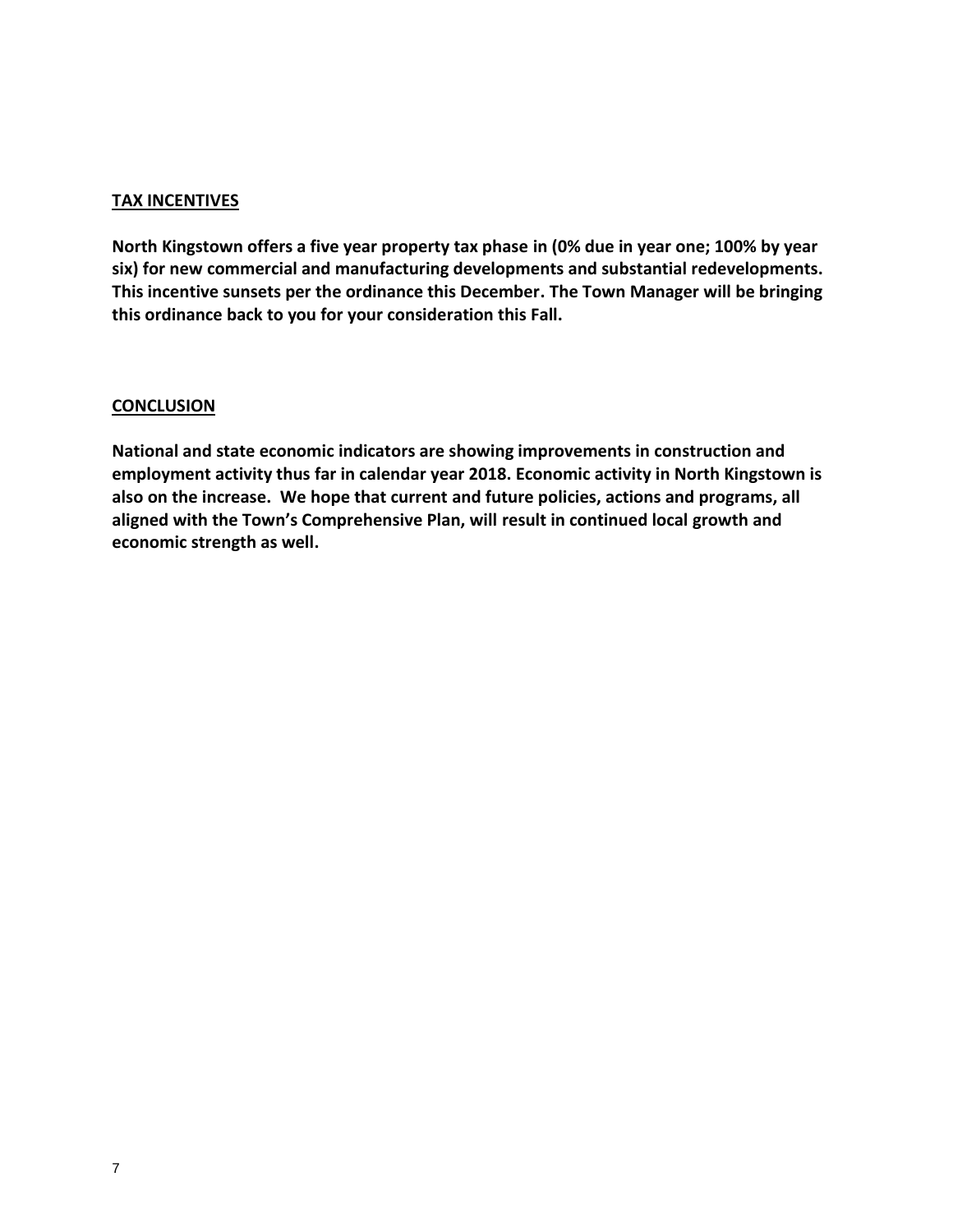## TAX INCENTIVES

**North Kingstown offers a five year property tax phase in (0% due in year one; 100% by year six) for new commercial and manufacturing developments and substantial redevelopments. This incentive sunsets per the ordinance this December. The Town Manager will be bringing this ordinance back to you for your consideration this Fall.**

## CONCLUSION

**National and state economic indicators are showing improvements in construction and employment activity thus far in calendar year 2018. Economic activity in North Kingstown is also on the increase. We hope that current and future policies, actions and programs, all aligned with the Town's Comprehensive Plan, will result in continued local growth and economic strength as well.**